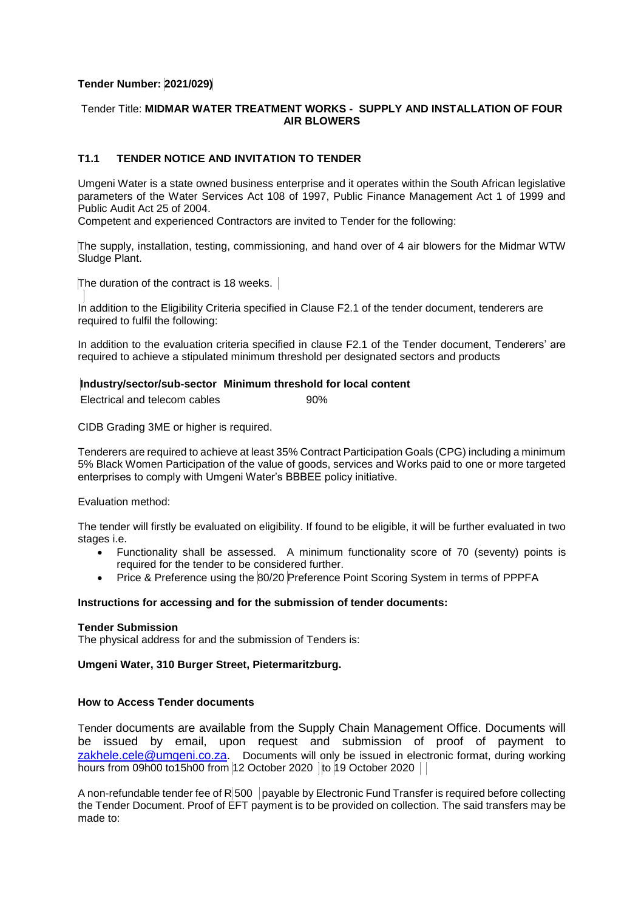**Tender Number: 2021/029)**

Tender Title: **MIDMAR WATER TREATMENT WORKS - SUPPLY AND INSTALLATION OF FOUR AIR BLOWERS**

## T1.1 TENDER NOTICE AND INVITATION TO TENDER

Umgeni Water is a state owned business enterprise and it operates within the South African legislative parameters of the Water Services Act 108 of 1997, Public Finance Management Act 1 of 1999 and Public Audit Act 25 of 2004.

Competent and experienced Contractors are invited to Tender for the following:

The supply, installation, testing, commissioning, and hand over of 4 air blowers for the Midmar WTW Sludge Plant.

The duration of the contract is 18 weeks.

In addition to the Eligibility Criteria specified in Clause F2.1 of the tender document, tenderers are required to fulfil the following:

In addition to the evaluation criteria specified in clause F2.1 of the Tender document, Tenderers' are required to achieve a stipulated minimum threshold per designated sectors and products

| Industry/sector/sub-sector | Minimum threshold for local content |
|---|---|
| Electrical and telecom cables | 90% |

CIDB Grading 3ME or higher is required.

Tenderers are required to achieve at least 35% Contract Participation Goals (CPG) including a minimum 5% Black Women Participation of the value of goods, services and Works paid to one or more targeted enterprises to comply with Umgeni Water's BBBEE policy initiative.

Evaluation method:

The tender will firstly be evaluated on eligibility. If found to be eligible, it will be further evaluated in two stages i.e.

- Functionality shall be assessed. A minimum functionality score of 70 (seventy) points is required for the tender to be considered further.
- Price & Preference using the 80/20 Preference Point Scoring System in terms of PPPFA

**Instructions for accessing and for the submission of tender documents:**

**Tender Submission**

The physical address for and the submission of Tenders is:

**Umgeni Water, 310 Burger Street, Pietermaritzburg.**

**How to Access Tender documents**

Tender documents are available from the Supply Chain Management Office. Documents will be issued by email, upon request and submission of proof of payment to zakhele.cele@umgeni.co.za. Documents will only be issued in electronic format, during working hours from 09h00 to15h00 from 12 October 2020 to 19 October 2020

A non-refundable tender fee of R 500 payable by Electronic Fund Transfer is required before collecting the Tender Document. Proof of EFT payment is to be provided on collection. The said transfers may be made to: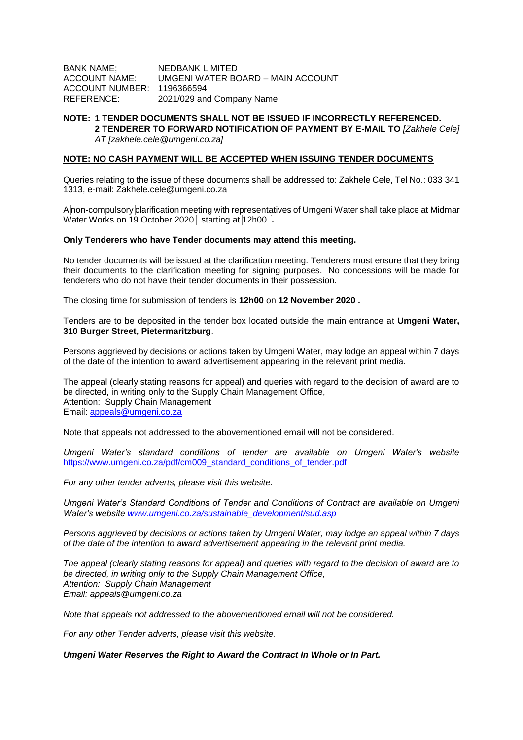BANK NAME; NEDBANK LIMITED
ACCOUNT NAME: UMGENI WATER BOARD – MAIN ACCOUNT
ACCOUNT NUMBER: 1196366594
REFERENCE: 2021/029 and Company Name.

**NOTE: 1 TENDER DOCUMENTS SHALL NOT BE ISSUED IF INCORRECTLY REFERENCED.**
**2 TENDERER TO FORWARD NOTIFICATION OF PAYMENT BY E-MAIL TO** *[Zakhele Cele] AT [zakhele.cele@umgeni.co.za]*

**NOTE: NO CASH PAYMENT WILL BE ACCEPTED WHEN ISSUING TENDER DOCUMENTS**

Queries relating to the issue of these documents shall be addressed to: Zakhele Cele, Tel No.: 033 341 1313, e-mail: Zakhele.cele@umgeni.co.za

A non-compulsory clarification meeting with representatives of Umgeni Water shall take place at Midmar Water Works on 19 October 2020 starting at 12h00 .

**Only Tenderers who have Tender documents may attend this meeting.**

No tender documents will be issued at the clarification meeting. Tenderers must ensure that they bring their documents to the clarification meeting for signing purposes. No concessions will be made for tenderers who do not have their tender documents in their possession.

The closing time for submission of tenders is **12h00** on **12 November 2020** .

Tenders are to be deposited in the tender box located outside the main entrance at **Umgeni Water, 310 Burger Street, Pietermaritzburg**.

Persons aggrieved by decisions or actions taken by Umgeni Water, may lodge an appeal within 7 days of the date of the intention to award advertisement appearing in the relevant print media.

The appeal (clearly stating reasons for appeal) and queries with regard to the decision of award are to be directed, in writing only to the Supply Chain Management Office,
Attention: Supply Chain Management
Email: appeals@umgeni.co.za

Note that appeals not addressed to the abovementioned email will not be considered.

*Umgeni Water's standard conditions of tender are available on Umgeni Water's website* https://www.umgeni.co.za/pdf/cm009_standard_conditions_of_tender.pdf

*For any other tender adverts, please visit this website.*

*Umgeni Water's Standard Conditions of Tender and Conditions of Contract are available on Umgeni Water's website www.umgeni.co.za/sustainable_development/sud.asp*

*Persons aggrieved by decisions or actions taken by Umgeni Water, may lodge an appeal within 7 days of the date of the intention to award advertisement appearing in the relevant print media.*

*The appeal (clearly stating reasons for appeal) and queries with regard to the decision of award are to be directed, in writing only to the Supply Chain Management Office,*
*Attention: Supply Chain Management*
*Email: appeals@umgeni.co.za*

*Note that appeals not addressed to the abovementioned email will not be considered.*

*For any other Tender adverts, please visit this website.*

***Umgeni Water Reserves the Right to Award the Contract In Whole or In Part.***